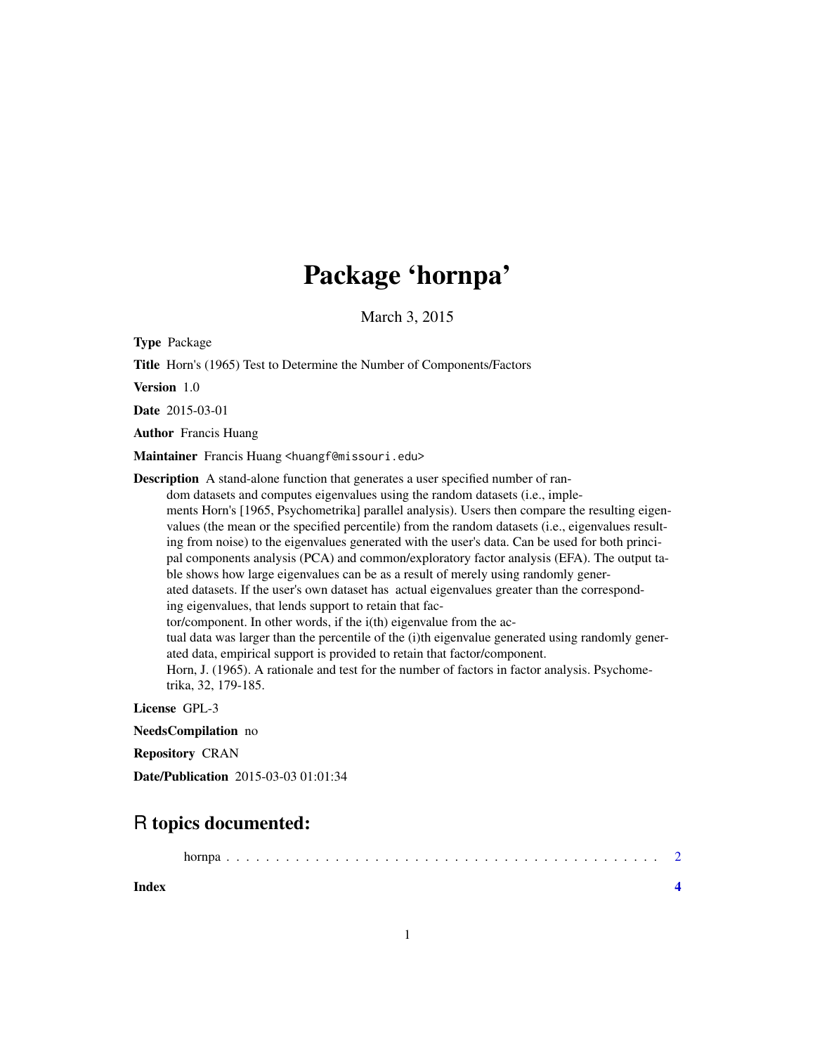# Package 'hornpa'

March 3, 2015

**Type** Package

**Title** Horn's (1965) Test to Determine the Number of Components/Factors

**Version** 1.0

**Date** 2015-03-01

**Author** Francis Huang

**Maintainer** Francis Huang <huangf@missouri.edu>

**Description** A stand-alone function that generates a user specified number of random datasets and computes eigenvalues using the random datasets (i.e., implements Horn's [1965, Psychometrika] parallel analysis). Users then compare the resulting eigenvalues (the mean or the specified percentile) from the random datasets (i.e., eigenvalues resulting from noise) to the eigenvalues generated with the user's data. Can be used for both principal components analysis (PCA) and common/exploratory factor analysis (EFA). The output table shows how large eigenvalues can be as a result of merely using randomly generated datasets. If the user's own dataset has actual eigenvalues greater than the corresponding eigenvalues, that lends support to retain that factor/component. In other words, if the i(th) eigenvalue from the actual data was larger than the percentile of the (i)th eigenvalue generated using randomly generated data, empirical support is provided to retain that factor/component.
Horn, J. (1965). A rationale and test for the number of factors in factor analysis. Psychometrika, 32, 179-185.

**License** GPL-3

**NeedsCompilation** no

**Repository** CRAN

**Date/Publication** 2015-03-03 01:01:34

## R topics documented:

hornpa . . . . . . . . . . . . . . . . . . . . . . . . . . . . . . . . . . . . . . . . . . 2

**Index** **4**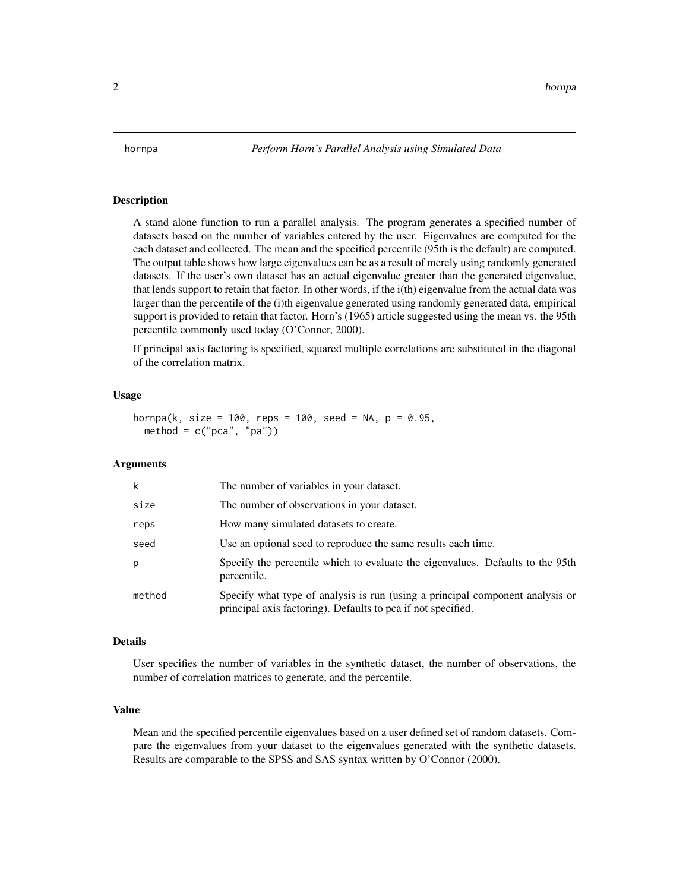hornpa *Perform Horn's Parallel Analysis using Simulated Data*

## Description

A stand alone function to run a parallel analysis. The program generates a specified number of datasets based on the number of variables entered by the user. Eigenvalues are computed for the each dataset and collected. The mean and the specified percentile (95th is the default) are computed. The output table shows how large eigenvalues can be as a result of merely using randomly generated datasets. If the user's own dataset has an actual eigenvalue greater than the generated eigenvalue, that lends support to retain that factor. In other words, if the i(th) eigenvalue from the actual data was larger than the percentile of the (i)th eigenvalue generated using randomly generated data, empirical support is provided to retain that factor. Horn's (1965) article suggested using the mean vs. the 95th percentile commonly used today (O'Conner, 2000).

If principal axis factoring is specified, squared multiple correlations are substituted in the diagonal of the correlation matrix.

## Usage

```
hornpa(k, size = 100, reps = 100, seed = NA, p = 0.95,
  method = c("pca", "pa"))
```

## Arguments

| | |
|---|---|
| k | The number of variables in your dataset. |
| size | The number of observations in your dataset. |
| reps | How many simulated datasets to create. |
| seed | Use an optional seed to reproduce the same results each time. |
| p | Specify the percentile which to evaluate the eigenvalues. Defaults to the 95th percentile. |
| method | Specify what type of analysis is run (using a principal component analysis or principal axis factoring). Defaults to pca if not specified. |

## Details

User specifies the number of variables in the synthetic dataset, the number of observations, the number of correlation matrices to generate, and the percentile.

## Value

Mean and the specified percentile eigenvalues based on a user defined set of random datasets. Compare the eigenvalues from your dataset to the eigenvalues generated with the synthetic datasets. Results are comparable to the SPSS and SAS syntax written by O'Connor (2000).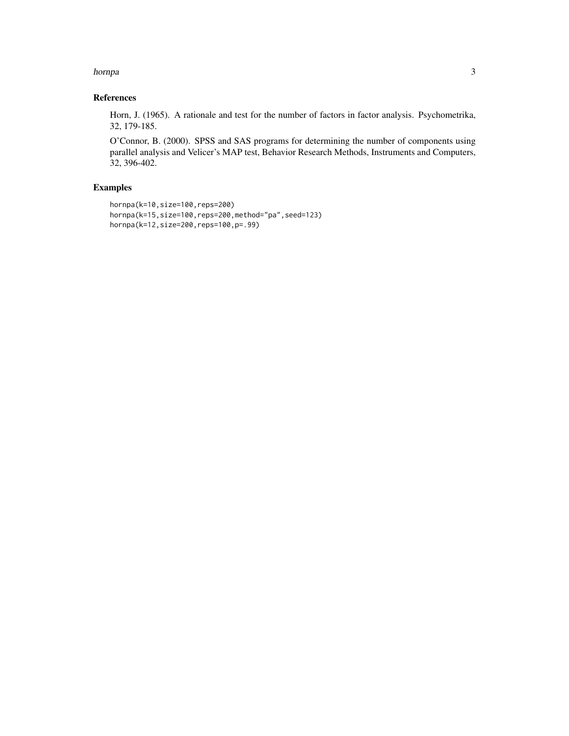## References

Horn, J. (1965). A rationale and test for the number of factors in factor analysis. Psychometrika, 32, 179-185.

O'Connor, B. (2000). SPSS and SAS programs for determining the number of components using parallel analysis and Velicer's MAP test, Behavior Research Methods, Instruments and Computers, 32, 396-402.

## Examples

```
hornpa(k=10,size=100,reps=200)
hornpa(k=15,size=100,reps=200,method="pa",seed=123)
hornpa(k=12,size=200,reps=100,p=.99)
```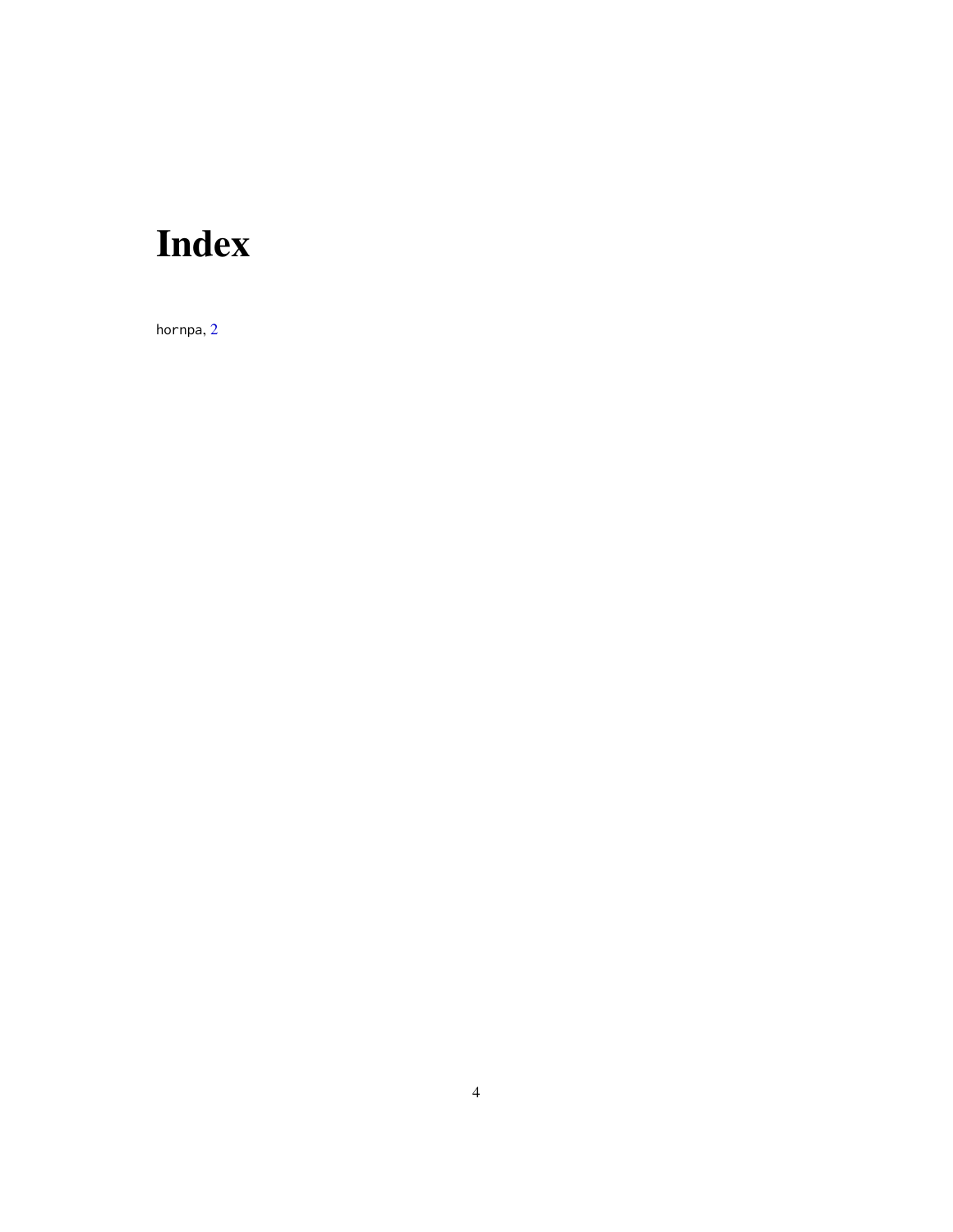# Index

hornpa, 2